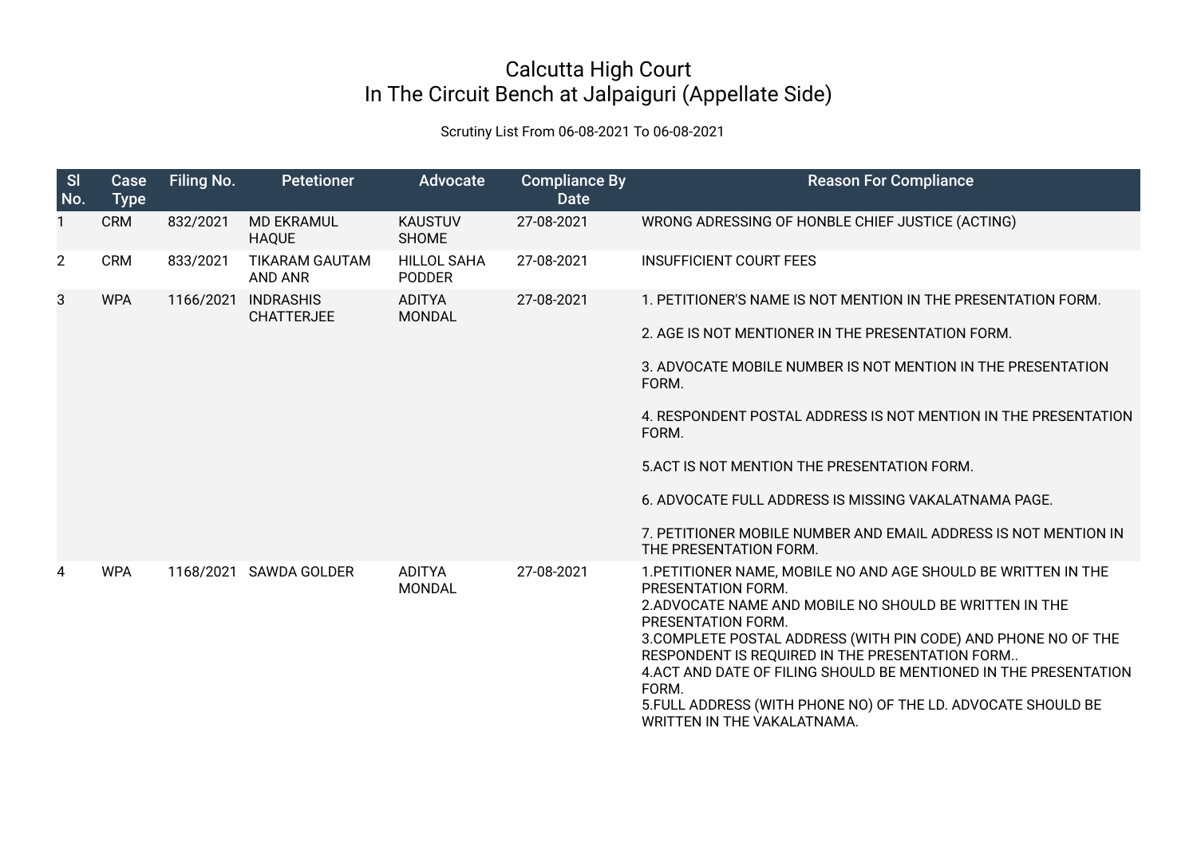# Calcutta High Court
# In The Circuit Bench at Jalpaiguri (Appellate Side)

Scrutiny List From 06-08-2021 To 06-08-2021

| Sl No. | Case Type | Filing No. | Petetioner | Advocate | Compliance By Date | Reason For Compliance |
|---|---|---|---|---|---|---|
| 1 | CRM | 832/2021 | MD EKRAMUL HAQUE | KAUSTUV SHOME | 27-08-2021 | WRONG ADRESSING OF HONBLE CHIEF JUSTICE (ACTING) |
| 2 | CRM | 833/2021 | TIKARAM GAUTAM AND ANR | HILLOL SAHA PODDER | 27-08-2021 | INSUFFICIENT COURT FEES |
| 3 | WPA | 1166/2021 | INDRASHIS CHATTERJEE | ADITYA MONDAL | 27-08-2021 | 1. PETITIONER'S NAME IS NOT MENTION IN THE PRESENTATION FORM.<br><br>2. AGE IS NOT MENTIONER IN THE PRESENTATION FORM.<br><br>3. ADVOCATE MOBILE NUMBER IS NOT MENTION IN THE PRESENTATION FORM.<br><br>4. RESPONDENT POSTAL ADDRESS IS NOT MENTION IN THE PRESENTATION FORM.<br><br>5.ACT IS NOT MENTION THE PRESENTATION FORM.<br><br>6. ADVOCATE FULL ADDRESS IS MISSING VAKALATNAMA PAGE.<br><br>7. PETITIONER MOBILE NUMBER AND EMAIL ADDRESS IS NOT MENTION IN THE PRESENTATION FORM. |
| 4 | WPA | 1168/2021 | SAWDA GOLDER | ADITYA MONDAL | 27-08-2021 | 1.PETITIONER NAME, MOBILE NO AND AGE SHOULD BE WRITTEN IN THE PRESENTATION FORM.<br>2.ADVOCATE NAME AND MOBILE NO SHOULD BE WRITTEN IN THE PRESENTATION FORM.<br>3.COMPLETE POSTAL ADDRESS (WITH PIN CODE) AND PHONE NO OF THE RESPONDENT IS REQUIRED IN THE PRESENTATION FORM..<br>4.ACT AND DATE OF FILING SHOULD BE MENTIONED IN THE PRESENTATION FORM.<br>5.FULL ADDRESS (WITH PHONE NO) OF THE LD. ADVOCATE SHOULD BE WRITTEN IN THE VAKALATNAMA. |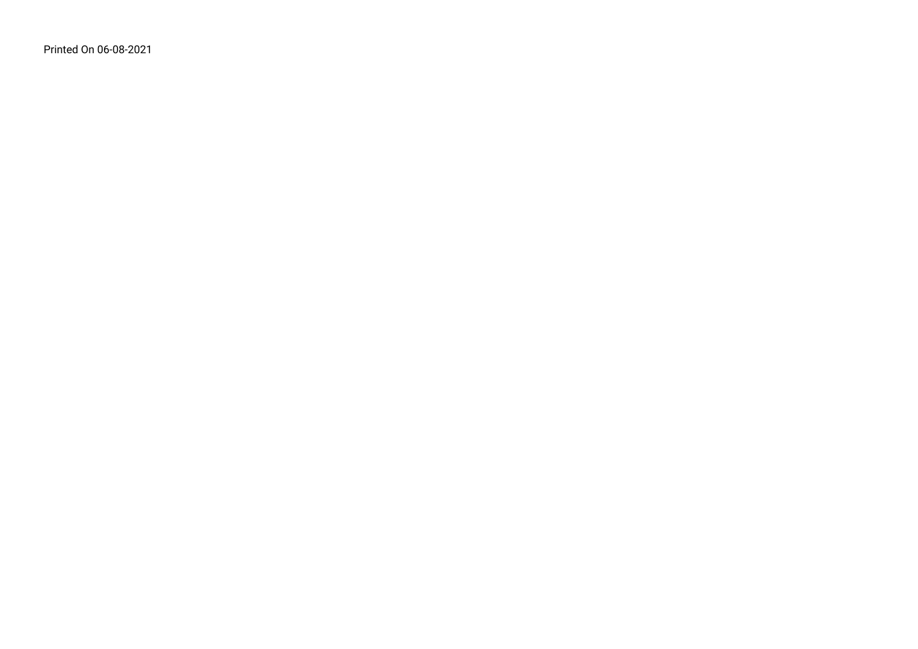Printed On 06-08-2021